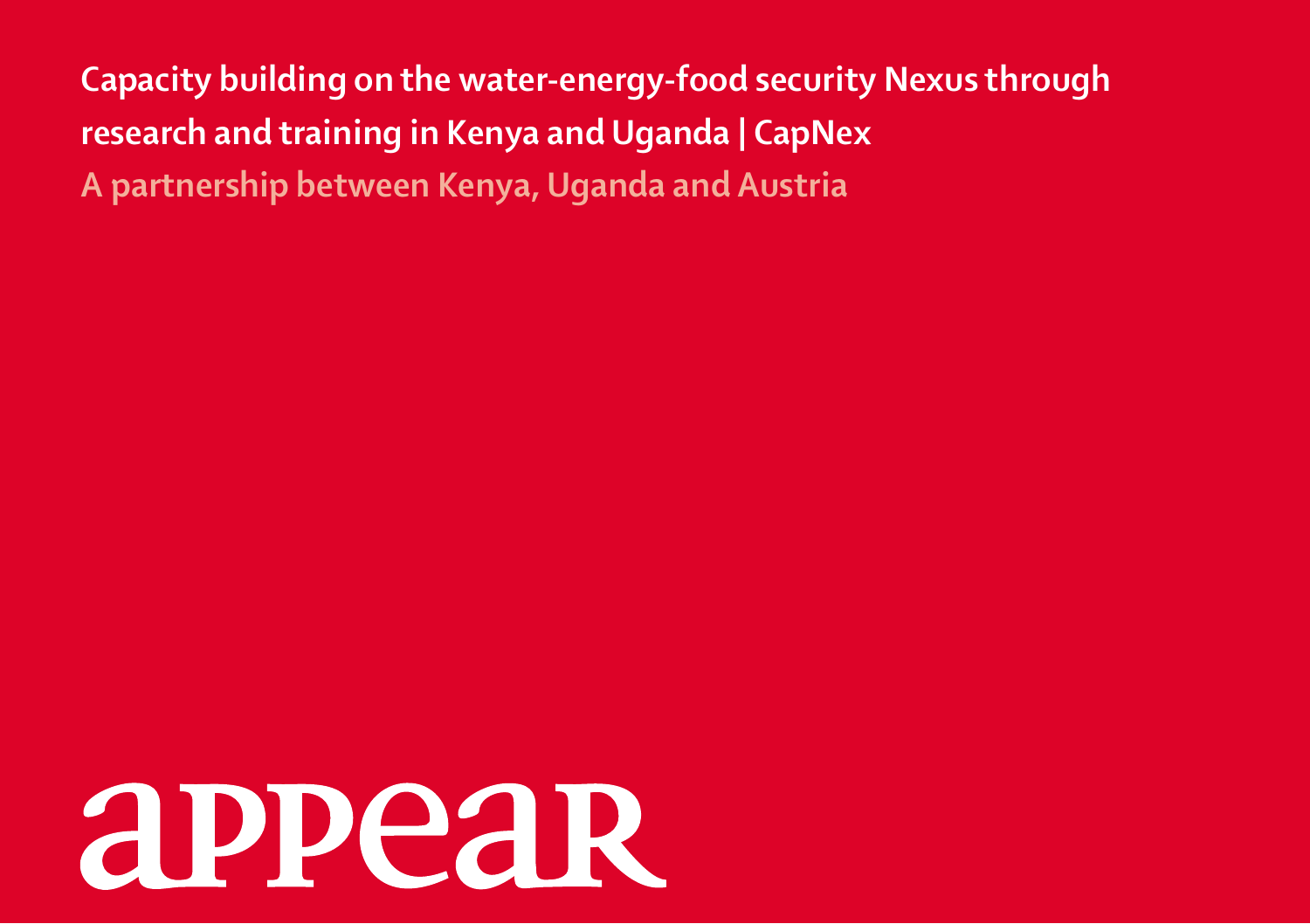# Capacity building on the water-energy-food security Nexus through research and training in Kenya and Uganda | CapNex

## A partnership between Kenya, Uganda and Austria

appear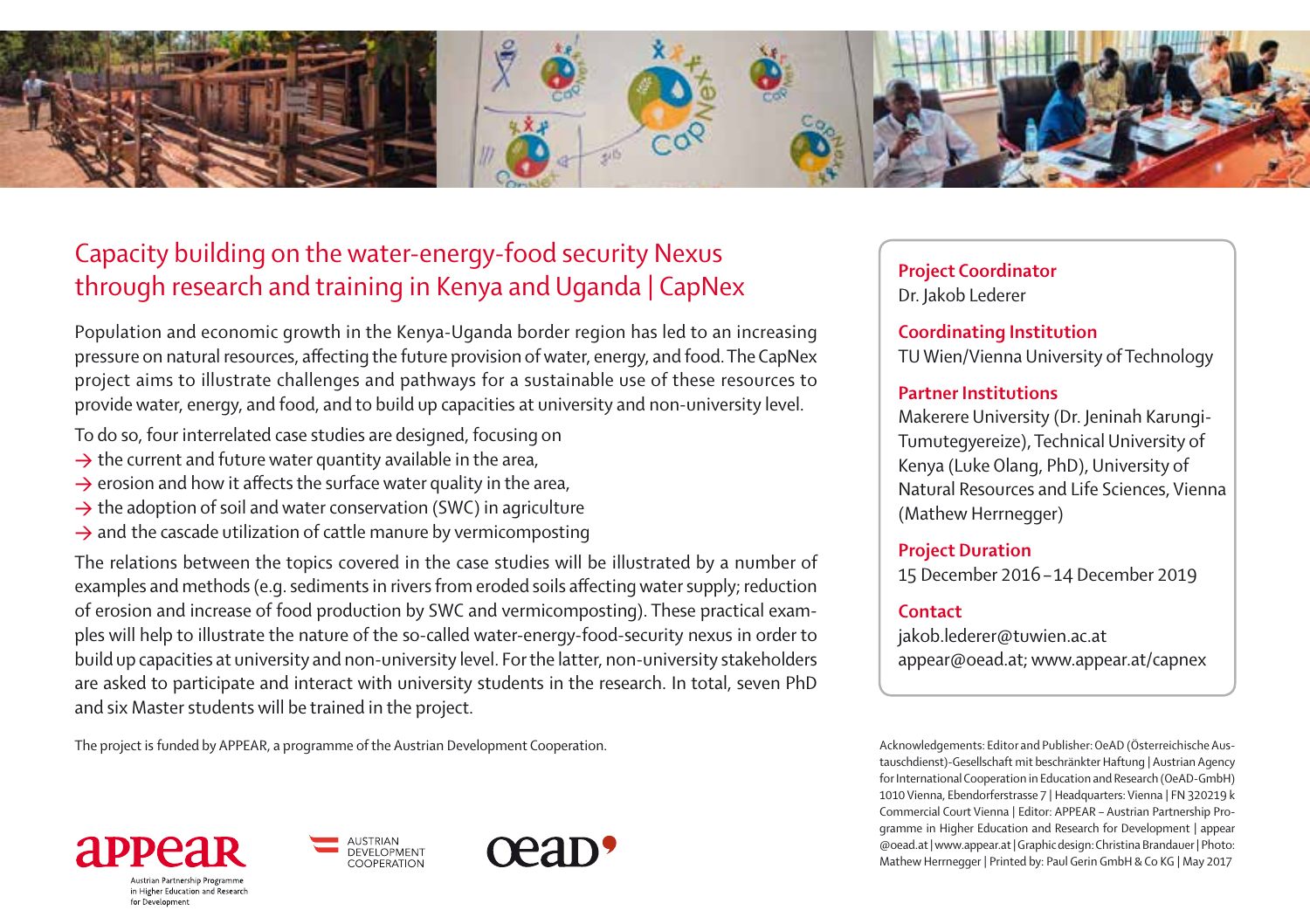# Capacity building on the water-energy-food security Nexus through research and training in Kenya and Uganda | CapNex

Population and economic growth in the Kenya-Uganda border region has led to an increasing pressure on natural resources, affecting the future provision of water, energy, and food. The CapNex project aims to illustrate challenges and pathways for a sustainable use of these resources to provide water, energy, and food, and to build up capacities at university and non-university level.

To do so, four interrelated case studies are designed, focusing on

- → the current and future water quantity available in the area,
- → erosion and how it affects the surface water quality in the area,
- → the adoption of soil and water conservation (SWC) in agriculture
- → and the cascade utilization of cattle manure by vermicomposting

The relations between the topics covered in the case studies will be illustrated by a number of examples and methods (e.g. sediments in rivers from eroded soils affecting water supply; reduction of erosion and increase of food production by SWC and vermicomposting). These practical examples will help to illustrate the nature of the so-called water-energy-food-security nexus in order to build up capacities at university and non-university level. For the latter, non-university stakeholders are asked to participate and interact with university students in the research. In total, seven PhD and six Master students will be trained in the project.

The project is funded by APPEAR, a programme of the Austrian Development Cooperation.

**Project Coordinator**
Dr. Jakob Lederer

**Coordinating Institution**
TU Wien/Vienna University of Technology

**Partner Institutions**
Makerere University (Dr. Jeninah Karungi-Tumutegyereize), Technical University of Kenya (Luke Olang, PhD), University of Natural Resources and Life Sciences, Vienna (Mathew Herrnegger)

**Project Duration**
15 December 2016 – 14 December 2019

**Contact**
jakob.lederer@tuwien.ac.at
appear@oead.at; www.appear.at/capnex

Acknowledgements: Editor and Publisher: OeAD (Österreichische Austauschdienst)-Gesellschaft mit beschränkter Haftung | Austrian Agency for International Cooperation in Education and Research (OeAD-GmbH) 1010 Vienna, Ebendorferstrasse 7 | Headquarters: Vienna | FN 320219 k Commercial Court Vienna | Editor: APPEAR – Austrian Partnership Programme in Higher Education and Research for Development | appear@oead.at | www.appear.at | Graphic design: Christina Brandauer | Photo: Mathew Herrnegger | Printed by: Paul Gerin GmbH & Co KG | May 2017

appear – Austrian Partnership Programme in Higher Education and Research for Development

AUSTRIAN DEVELOPMENT COOPERATION

oead